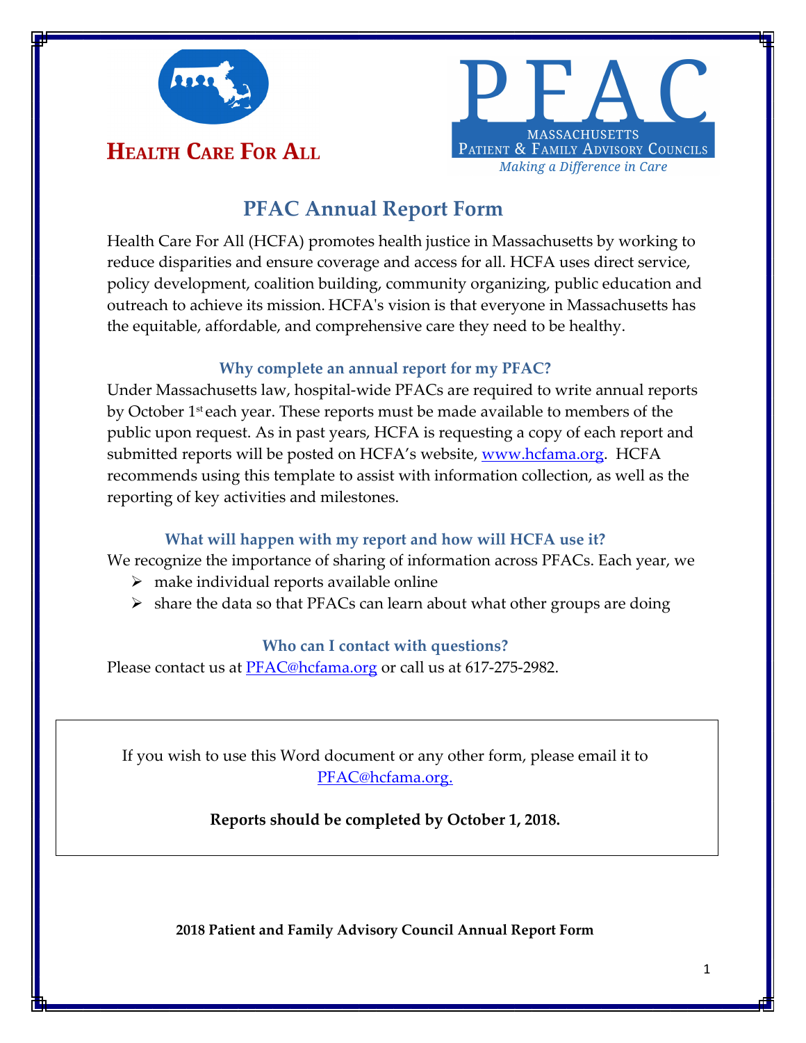**HEALTH CARE FOR ALL**

**PFAC**
MASSACHUSETTS
PATIENT & FAMILY ADVISORY COUNCILS
*Making a Difference in Care*

# PFAC Annual Report Form

Health Care For All (HCFA) promotes health justice in Massachusetts by working to reduce disparities and ensure coverage and access for all. HCFA uses direct service, policy development, coalition building, community organizing, public education and outreach to achieve its mission. HCFA's vision is that everyone in Massachusetts has the equitable, affordable, and comprehensive care they need to be healthy.

### Why complete an annual report for my PFAC?

Under Massachusetts law, hospital-wide PFACs are required to write annual reports by October 1st each year. These reports must be made available to members of the public upon request. As in past years, HCFA is requesting a copy of each report and submitted reports will be posted on HCFA's website, www.hcfama.org. HCFA recommends using this template to assist with information collection, as well as the reporting of key activities and milestones.

### What will happen with my report and how will HCFA use it?

We recognize the importance of sharing of information across PFACs. Each year, we

- make individual reports available online
- share the data so that PFACs can learn about what other groups are doing

### Who can I contact with questions?

Please contact us at PFAC@hcfama.org or call us at 617-275-2982.

If you wish to use this Word document or any other form, please email it to PFAC@hcfama.org.

**Reports should be completed by October 1, 2018.**

**2018 Patient and Family Advisory Council Annual Report Form**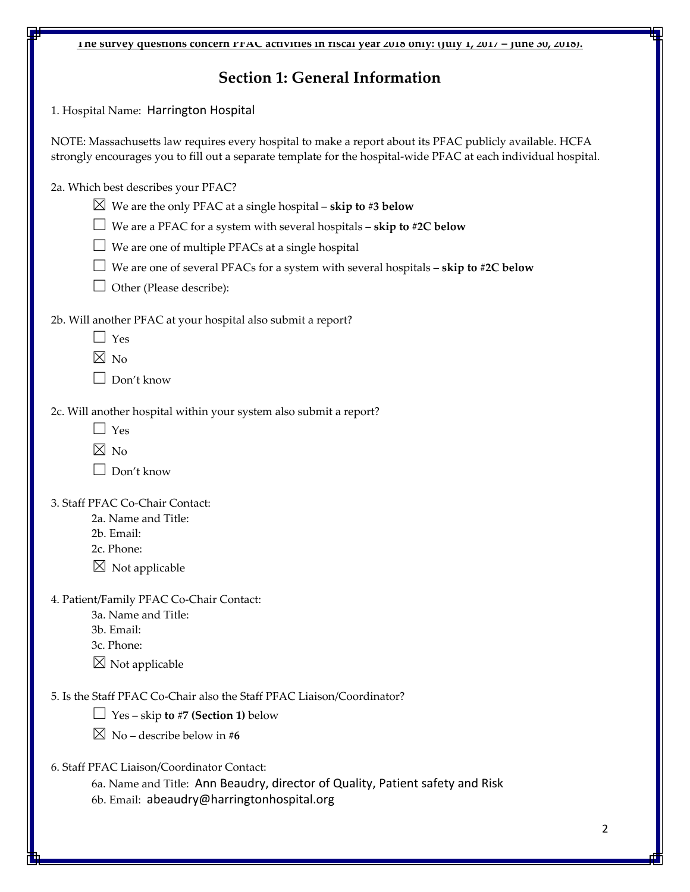**The survey questions concern PFAC activities in fiscal year 2018 only: (July 1, 2017 – June 30, 2018).**

## Section 1: General Information

1. Hospital Name: Harrington Hospital

NOTE: Massachusetts law requires every hospital to make a report about its PFAC publicly available. HCFA strongly encourages you to fill out a separate template for the hospital-wide PFAC at each individual hospital.

2a. Which best describes your PFAC?

- ☒ We are the only PFAC at a single hospital – **skip to #3 below**
- ☐ We are a PFAC for a system with several hospitals – **skip to #2C below**
- ☐ We are one of multiple PFACs at a single hospital
- ☐ We are one of several PFACs for a system with several hospitals – **skip to #2C below**
- ☐ Other (Please describe):

2b. Will another PFAC at your hospital also submit a report?

- ☐ Yes
- ☒ No
- ☐ Don't know

2c. Will another hospital within your system also submit a report?

- ☐ Yes
- ☒ No
- ☐ Don't know

3. Staff PFAC Co-Chair Contact:
   - 2a. Name and Title:
   - 2b. Email:
   - 2c. Phone:
   - ☒ Not applicable

4. Patient/Family PFAC Co-Chair Contact:
   - 3a. Name and Title:
   - 3b. Email:
   - 3c. Phone:
   - ☒ Not applicable

5. Is the Staff PFAC Co-Chair also the Staff PFAC Liaison/Coordinator?

- ☐ Yes – skip **to #7 (Section 1)** below
- ☒ No – describe below in #**6**

6. Staff PFAC Liaison/Coordinator Contact:
   - 6a. Name and Title: Ann Beaudry, director of Quality, Patient safety and Risk
   - 6b. Email: abeaudry@harringtonhospital.org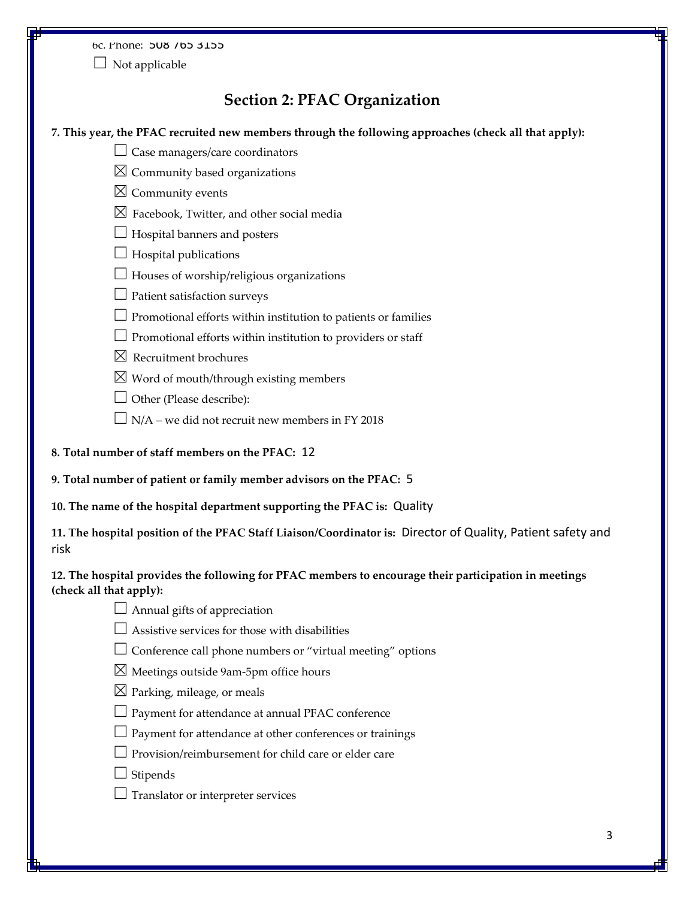6c. Phone: 508 765 3155

☐ Not applicable

## Section 2: PFAC Organization

**7. This year, the PFAC recruited new members through the following approaches (check all that apply):**

☐ Case managers/care coordinators

☒ Community based organizations

☒ Community events

☒ Facebook, Twitter, and other social media

☐ Hospital banners and posters

☐ Hospital publications

☐ Houses of worship/religious organizations

☐ Patient satisfaction surveys

☐ Promotional efforts within institution to patients or families

☐ Promotional efforts within institution to providers or staff

☒ Recruitment brochures

☒ Word of mouth/through existing members

☐ Other (Please describe):

☐ N/A – we did not recruit new members in FY 2018

**8. Total number of staff members on the PFAC:** 12

**9. Total number of patient or family member advisors on the PFAC:** 5

**10. The name of the hospital department supporting the PFAC is:** Quality

**11. The hospital position of the PFAC Staff Liaison/Coordinator is:** Director of Quality, Patient safety and risk

**12. The hospital provides the following for PFAC members to encourage their participation in meetings (check all that apply):**

☐ Annual gifts of appreciation

☐ Assistive services for those with disabilities

☐ Conference call phone numbers or "virtual meeting" options

☒ Meetings outside 9am-5pm office hours

☒ Parking, mileage, or meals

☐ Payment for attendance at annual PFAC conference

☐ Payment for attendance at other conferences or trainings

☐ Provision/reimbursement for child care or elder care

☐ Stipends

☐ Translator or interpreter services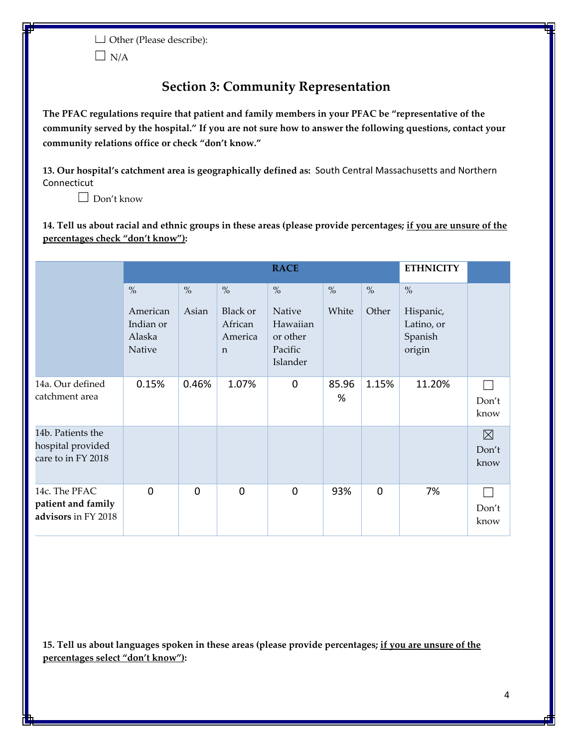☐ Other (Please describe):

☐ N/A

## Section 3: Community Representation

**The PFAC regulations require that patient and family members in your PFAC be "representative of the community served by the hospital." If you are not sure how to answer the following questions, contact your community relations office or check "don't know."**

**13. Our hospital's catchment area is geographically defined as:** South Central Massachusetts and Northern Connecticut

☐ Don't know

**14. Tell us about racial and ethnic groups in these areas (please provide percentages; <u>if you are unsure of the percentages check "don't know"</u>):**

| | RACE | | | | | | ETHNICITY | |
|---|---|---|---|---|---|---|---|---|
| | % American Indian or Alaska Native | % Asian | % Black or African American | % Native Hawaiian or other Pacific Islander | % White | % Other | % Hispanic, Latino, or Spanish origin | |
| 14a. Our defined catchment area | 0.15% | 0.46% | 1.07% | 0 | 85.96 % | 1.15% | 11.20% | ☐ Don't know |
| 14b. Patients the hospital provided care to in FY 2018 | | | | | | | | ☒ Don't know |
| 14c. The PFAC **patient and family advisors** in FY 2018 | 0 | 0 | 0 | 0 | 93% | 0 | 7% | ☐ Don't know |

**15. Tell us about languages spoken in these areas (please provide percentages; <u>if you are unsure of the percentages select "don't know"</u>):**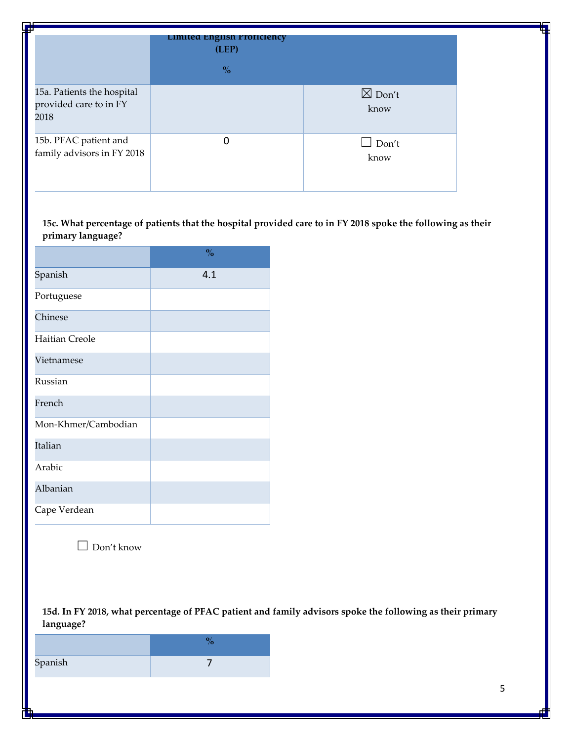| | Limited English Proficiency (LEP) % | |
|---|---|---|
| 15a. Patients the hospital provided care to in FY 2018 | | ☒ Don't know |
| 15b. PFAC patient and family advisors in FY 2018 | 0 | ☐ Don't know |

**15c. What percentage of patients that the hospital provided care to in FY 2018 spoke the following as their primary language?**

| | % |
|---|---|
| Spanish | 4.1 |
| Portuguese | |
| Chinese | |
| Haitian Creole | |
| Vietnamese | |
| Russian | |
| French | |
| Mon-Khmer/Cambodian | |
| Italian | |
| Arabic | |
| Albanian | |
| Cape Verdean | |

☐ Don't know

**15d. In FY 2018, what percentage of PFAC patient and family advisors spoke the following as their primary language?**

| | % |
|---|---|
| Spanish | 7 |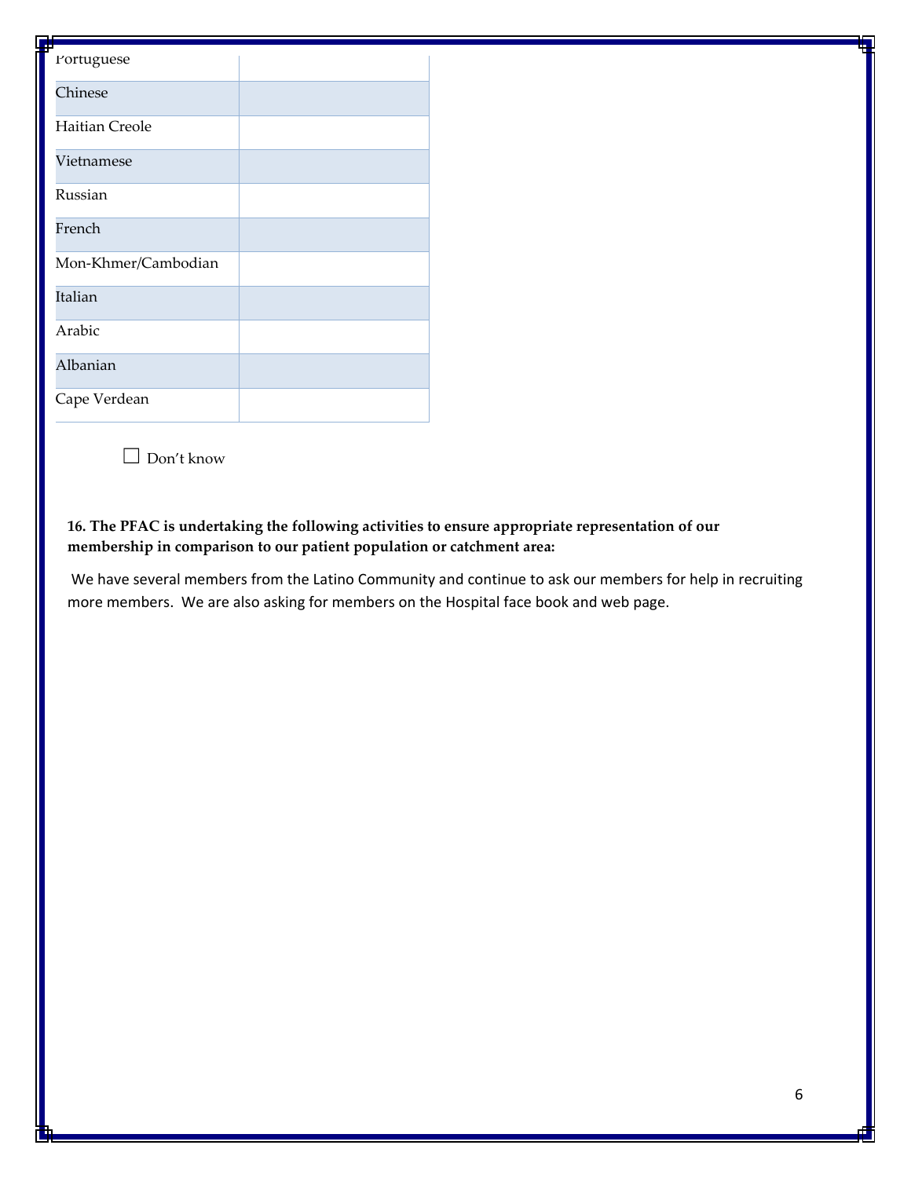| | |
|---|---|
| Portuguese | |
| Chinese | |
| Haitian Creole | |
| Vietnamese | |
| Russian | |
| French | |
| Mon-Khmer/Cambodian | |
| Italian | |
| Arabic | |
| Albanian | |
| Cape Verdean | |

☐ Don't know

**16. The PFAC is undertaking the following activities to ensure appropriate representation of our membership in comparison to our patient population or catchment area:**

We have several members from the Latino Community and continue to ask our members for help in recruiting more members. We are also asking for members on the Hospital face book and web page.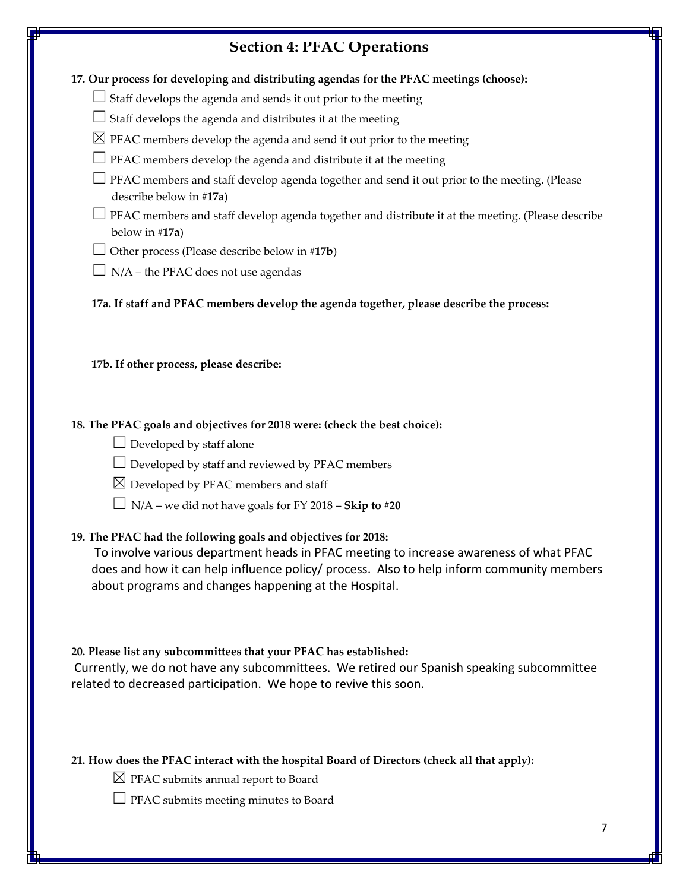# Section 4: PFAC Operations

**17. Our process for developing and distributing agendas for the PFAC meetings (choose):**

☐ Staff develops the agenda and sends it out prior to the meeting

☐ Staff develops the agenda and distributes it at the meeting

☒ PFAC members develop the agenda and send it out prior to the meeting

☐ PFAC members develop the agenda and distribute it at the meeting

☐ PFAC members and staff develop agenda together and send it out prior to the meeting. (Please describe below in #**17a**)

☐ PFAC members and staff develop agenda together and distribute it at the meeting. (Please describe below in #**17a**)

☐ Other process (Please describe below in #**17b**)

☐ N/A – the PFAC does not use agendas

**17a. If staff and PFAC members develop the agenda together, please describe the process:**

**17b. If other process, please describe:**

**18. The PFAC goals and objectives for 2018 were: (check the best choice):**

☐ Developed by staff alone

☐ Developed by staff and reviewed by PFAC members

☒ Developed by PFAC members and staff

☐ N/A – we did not have goals for FY 2018 – **Skip to #20**

**19. The PFAC had the following goals and objectives for 2018:**

To involve various department heads in PFAC meeting to increase awareness of what PFAC does and how it can help influence policy/ process. Also to help inform community members about programs and changes happening at the Hospital.

**20. Please list any subcommittees that your PFAC has established:**

Currently, we do not have any subcommittees. We retired our Spanish speaking subcommittee related to decreased participation. We hope to revive this soon.

**21. How does the PFAC interact with the hospital Board of Directors (check all that apply):**

☒ PFAC submits annual report to Board

☐ PFAC submits meeting minutes to Board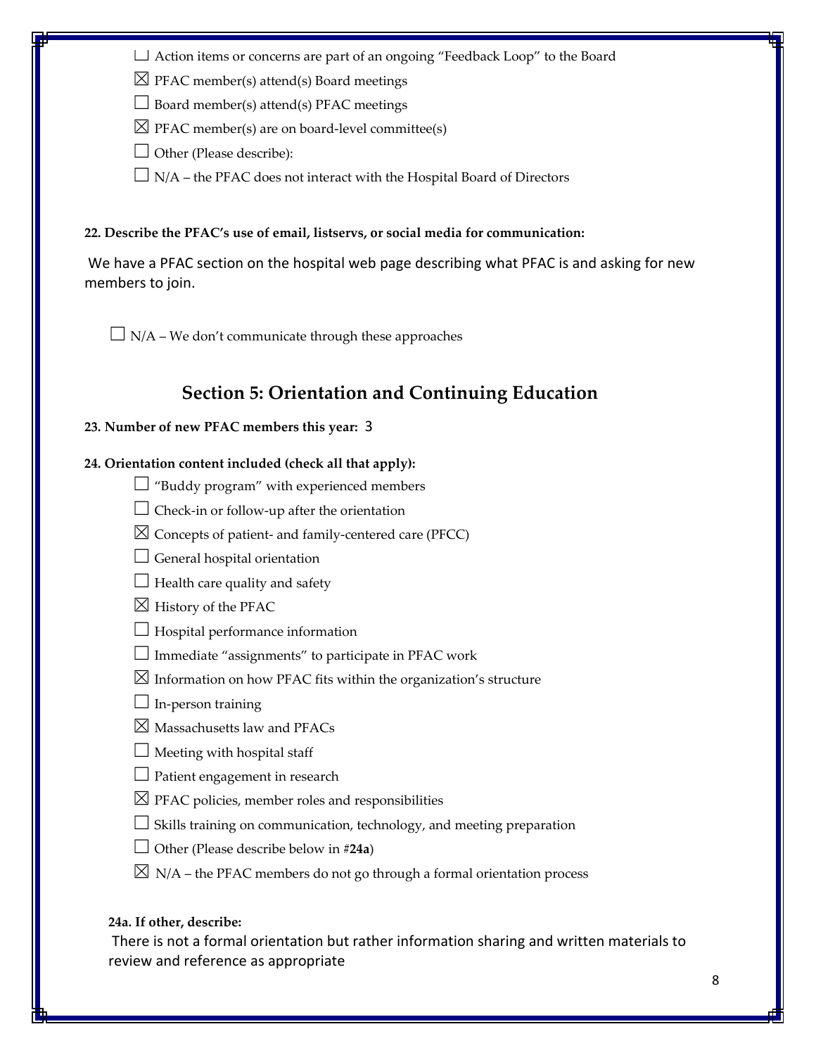☐ Action items or concerns are part of an ongoing "Feedback Loop" to the Board

☒ PFAC member(s) attend(s) Board meetings

☐ Board member(s) attend(s) PFAC meetings

☒ PFAC member(s) are on board-level committee(s)

☐ Other (Please describe):

☐ N/A – the PFAC does not interact with the Hospital Board of Directors

**22. Describe the PFAC's use of email, listservs, or social media for communication:**

We have a PFAC section on the hospital web page describing what PFAC is and asking for new members to join.

☐ N/A – We don't communicate through these approaches

## Section 5: Orientation and Continuing Education

**23. Number of new PFAC members this year:** 3

**24. Orientation content included (check all that apply):**

☐ "Buddy program" with experienced members

☐ Check-in or follow-up after the orientation

☒ Concepts of patient- and family-centered care (PFCC)

☐ General hospital orientation

☐ Health care quality and safety

☒ History of the PFAC

☐ Hospital performance information

☐ Immediate "assignments" to participate in PFAC work

☒ Information on how PFAC fits within the organization's structure

☐ In-person training

☒ Massachusetts law and PFACs

☐ Meeting with hospital staff

☐ Patient engagement in research

☒ PFAC policies, member roles and responsibilities

☐ Skills training on communication, technology, and meeting preparation

☐ Other (Please describe below in #**24a**)

☒ N/A – the PFAC members do not go through a formal orientation process

**24a. If other, describe:**

There is not a formal orientation but rather information sharing and written materials to review and reference as appropriate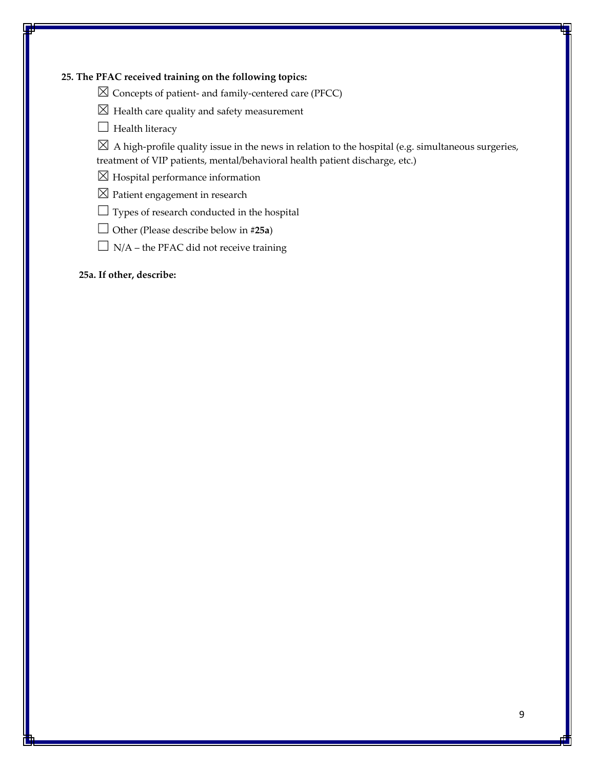**25. The PFAC received training on the following topics:**

☒ Concepts of patient- and family-centered care (PFCC)

☒ Health care quality and safety measurement

☐ Health literacy

☒ A high-profile quality issue in the news in relation to the hospital (e.g. simultaneous surgeries, treatment of VIP patients, mental/behavioral health patient discharge, etc.)

☒ Hospital performance information

☒ Patient engagement in research

☐ Types of research conducted in the hospital

☐ Other (Please describe below in #**25a**)

☐ N/A – the PFAC did not receive training

**25a. If other, describe:**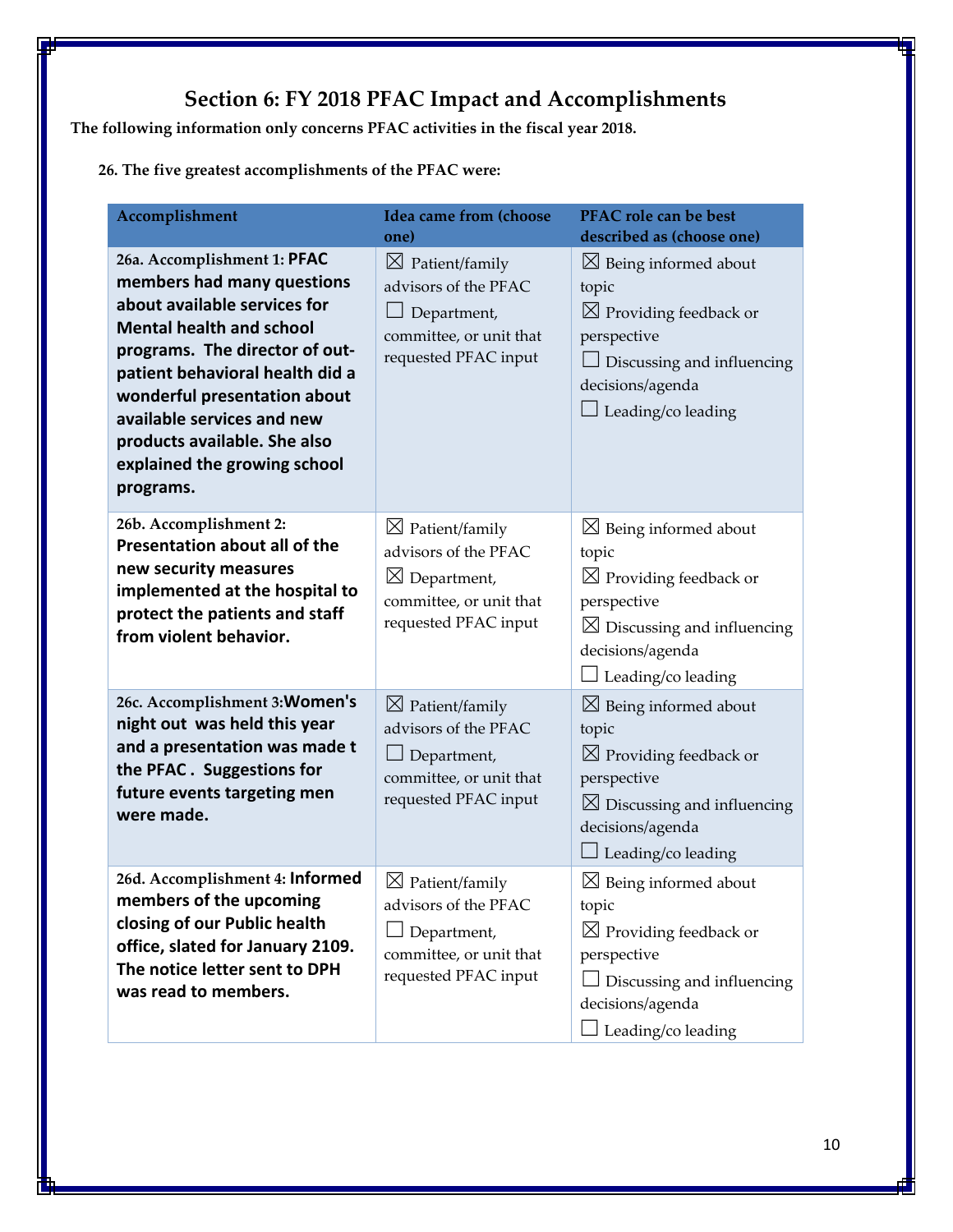# Section 6: FY 2018 PFAC Impact and Accomplishments

**The following information only concerns PFAC activities in the fiscal year 2018.**

**26. The five greatest accomplishments of the PFAC were:**

| Accomplishment | Idea came from (choose one) | PFAC role can be best described as (choose one) |
|---|---|---|
| 26a. Accomplishment 1: **PFAC members had many questions about available services for Mental health and school programs. The director of out-patient behavioral health did a wonderful presentation about available services and new products available. She also explained the growing school programs.** | ☒ Patient/family advisors of the PFAC<br>☐ Department, committee, or unit that requested PFAC input | ☒ Being informed about topic<br>☒ Providing feedback or perspective<br>☐ Discussing and influencing decisions/agenda<br>☐ Leading/co leading |
| 26b. Accomplishment 2: **Presentation about all of the new security measures implemented at the hospital to protect the patients and staff from violent behavior.** | ☒ Patient/family advisors of the PFAC<br>☒ Department, committee, or unit that requested PFAC input | ☒ Being informed about topic<br>☒ Providing feedback or perspective<br>☒ Discussing and influencing decisions/agenda<br>☐ Leading/co leading |
| 26c. Accomplishment 3:**Women's night out was held this year and a presentation was made t the PFAC . Suggestions for future events targeting men were made.** | ☒ Patient/family advisors of the PFAC<br>☐ Department, committee, or unit that requested PFAC input | ☒ Being informed about topic<br>☒ Providing feedback or perspective<br>☒ Discussing and influencing decisions/agenda<br>☐ Leading/co leading |
| 26d. Accomplishment 4: **Informed members of the upcoming closing of our Public health office, slated for January 2109. The notice letter sent to DPH was read to members.** | ☒ Patient/family advisors of the PFAC<br>☐ Department, committee, or unit that requested PFAC input | ☒ Being informed about topic<br>☒ Providing feedback or perspective<br>☐ Discussing and influencing decisions/agenda<br>☐ Leading/co leading |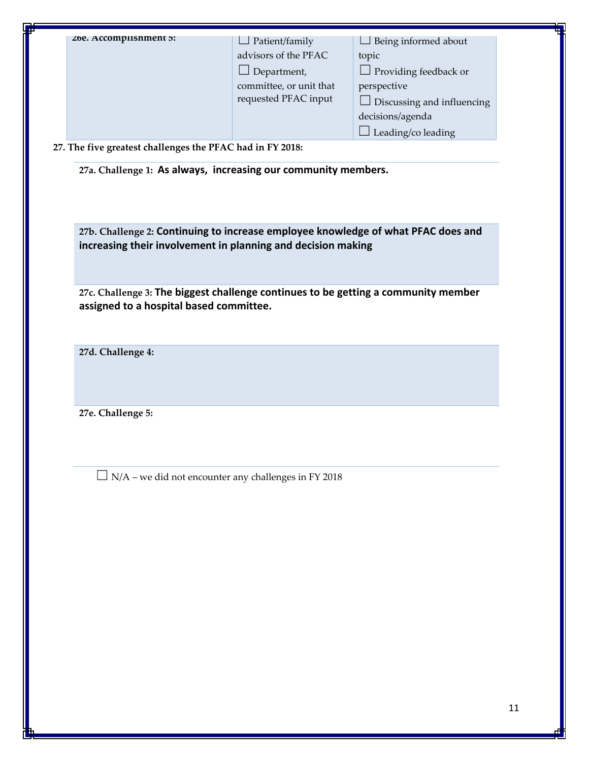| 26e. Accomplishment 5: | ☐ Patient/family advisors of the PFAC<br>☐ Department, committee, or unit that requested PFAC input | ☐ Being informed about topic<br>☐ Providing feedback or perspective<br>☐ Discussing and influencing decisions/agenda<br>☐ Leading/co leading |
|---|---|---|

**27. The five greatest challenges the PFAC had in FY 2018:**

**27a. Challenge 1: As always, increasing our community members.**

**27b. Challenge 2: Continuing to increase employee knowledge of what PFAC does and increasing their involvement in planning and decision making**

**27c. Challenge 3: The biggest challenge continues to be getting a community member assigned to a hospital based committee.**

**27d. Challenge 4:**

**27e. Challenge 5:**

☐ N/A – we did not encounter any challenges in FY 2018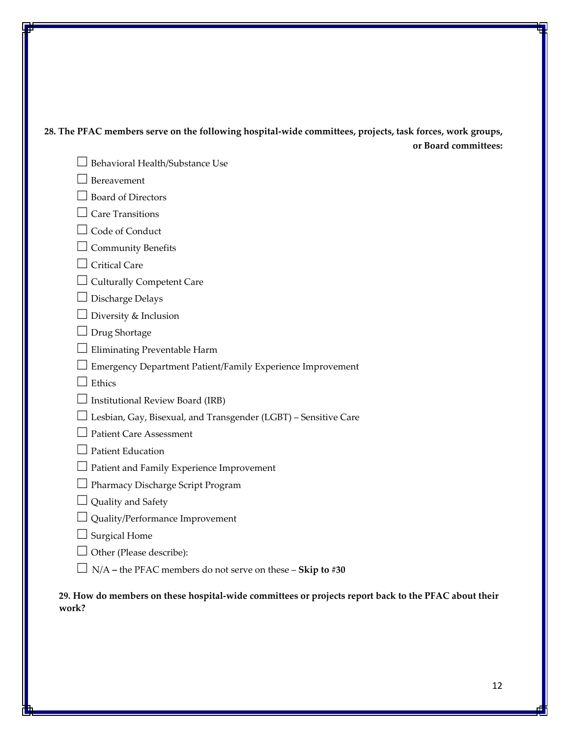**28. The PFAC members serve on the following hospital-wide committees, projects, task forces, work groups, or Board committees:**

- ☐ Behavioral Health/Substance Use
- ☐ Bereavement
- ☐ Board of Directors
- ☐ Care Transitions
- ☐ Code of Conduct
- ☐ Community Benefits
- ☐ Critical Care
- ☐ Culturally Competent Care
- ☐ Discharge Delays
- ☐ Diversity & Inclusion
- ☐ Drug Shortage
- ☐ Eliminating Preventable Harm
- ☐ Emergency Department Patient/Family Experience Improvement
- ☐ Ethics
- ☐ Institutional Review Board (IRB)
- ☐ Lesbian, Gay, Bisexual, and Transgender (LGBT) – Sensitive Care
- ☐ Patient Care Assessment
- ☐ Patient Education
- ☐ Patient and Family Experience Improvement
- ☐ Pharmacy Discharge Script Program
- ☐ Quality and Safety
- ☐ Quality/Performance Improvement
- ☐ Surgical Home
- ☐ Other (Please describe):
- ☐ N/A **–** the PFAC members do not serve on these – **Skip to #30**

**29. How do members on these hospital-wide committees or projects report back to the PFAC about their work?**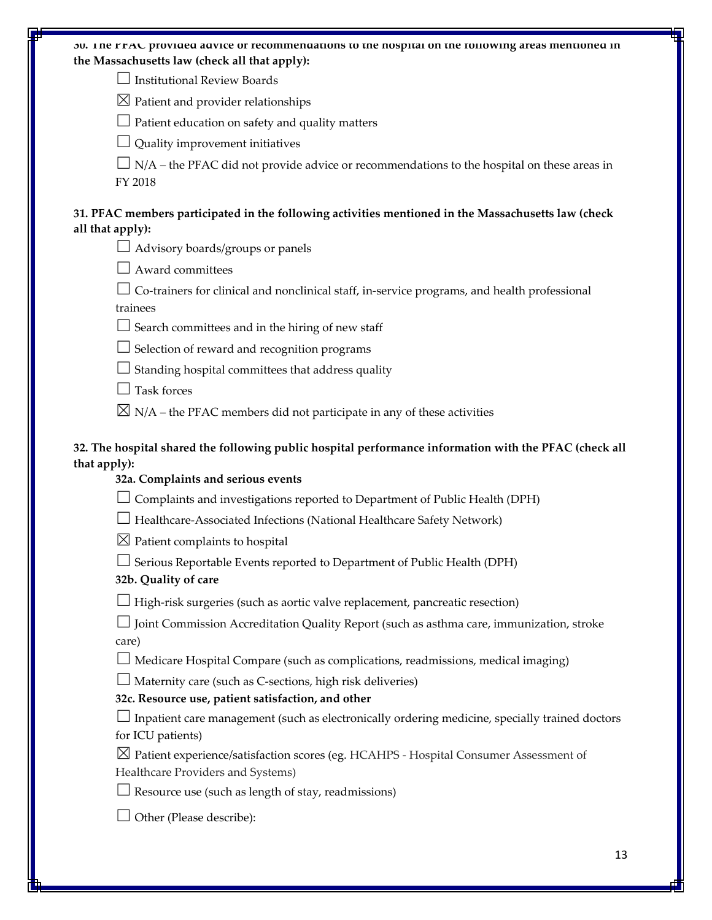**30. The PFAC provided advice or recommendations to the hospital on the following areas mentioned in the Massachusetts law (check all that apply):**

☐ Institutional Review Boards

☒ Patient and provider relationships

☐ Patient education on safety and quality matters

☐ Quality improvement initiatives

☐ N/A – the PFAC did not provide advice or recommendations to the hospital on these areas in FY 2018

**31. PFAC members participated in the following activities mentioned in the Massachusetts law (check all that apply):**

☐ Advisory boards/groups or panels

☐ Award committees

☐ Co-trainers for clinical and nonclinical staff, in-service programs, and health professional trainees

☐ Search committees and in the hiring of new staff

☐ Selection of reward and recognition programs

☐ Standing hospital committees that address quality

☐ Task forces

☒ N/A – the PFAC members did not participate in any of these activities

**32. The hospital shared the following public hospital performance information with the PFAC (check all that apply):**

**32a. Complaints and serious events**

☐ Complaints and investigations reported to Department of Public Health (DPH)

☐ Healthcare-Associated Infections (National Healthcare Safety Network)

☒ Patient complaints to hospital

☐ Serious Reportable Events reported to Department of Public Health (DPH)

**32b. Quality of care**

☐ High-risk surgeries (such as aortic valve replacement, pancreatic resection)

☐ Joint Commission Accreditation Quality Report (such as asthma care, immunization, stroke care)

☐ Medicare Hospital Compare (such as complications, readmissions, medical imaging)

☐ Maternity care (such as C-sections, high risk deliveries)

**32c. Resource use, patient satisfaction, and other**

☐ Inpatient care management (such as electronically ordering medicine, specially trained doctors for ICU patients)

☒ Patient experience/satisfaction scores (eg. HCAHPS - Hospital Consumer Assessment of Healthcare Providers and Systems)

☐ Resource use (such as length of stay, readmissions)

☐ Other (Please describe):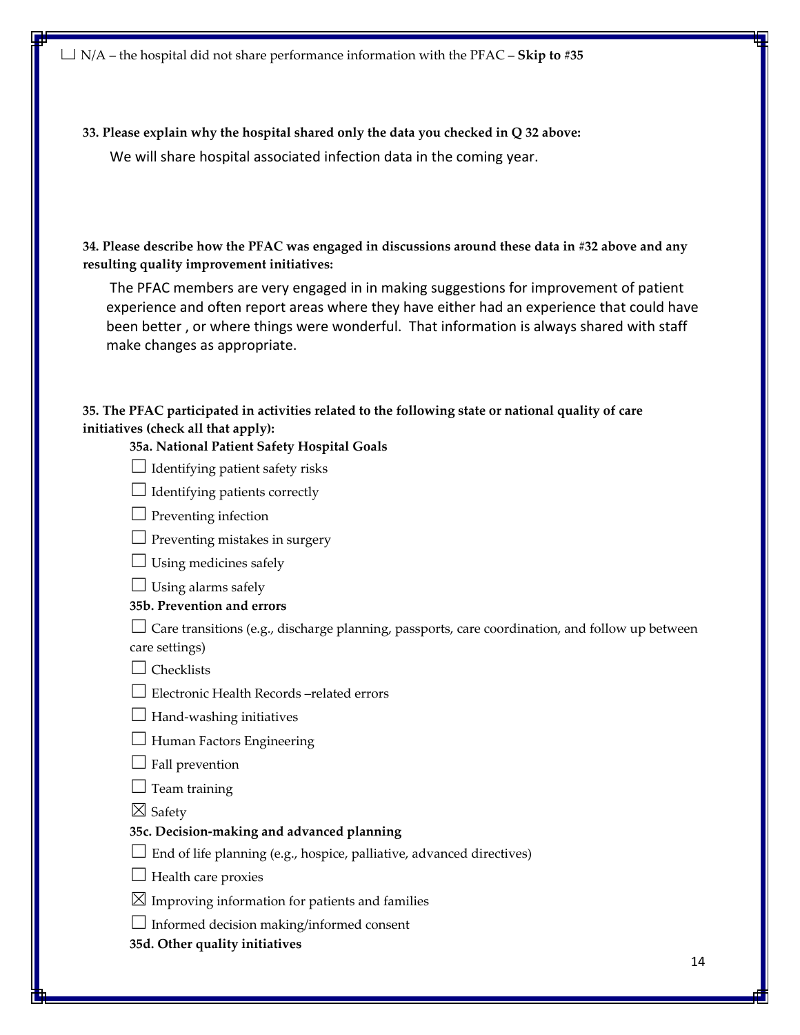☐ N/A – the hospital did not share performance information with the PFAC – **Skip to #35**

**33. Please explain why the hospital shared only the data you checked in Q 32 above:**

We will share hospital associated infection data in the coming year.

**34. Please describe how the PFAC was engaged in discussions around these data in #32 above and any resulting quality improvement initiatives:**

The PFAC members are very engaged in in making suggestions for improvement of patient experience and often report areas where they have either had an experience that could have been better , or where things were wonderful. That information is always shared with staff make changes as appropriate.

**35. The PFAC participated in activities related to the following state or national quality of care initiatives (check all that apply):**

**35a. National Patient Safety Hospital Goals**

☐ Identifying patient safety risks

☐ Identifying patients correctly

☐ Preventing infection

☐ Preventing mistakes in surgery

☐ Using medicines safely

☐ Using alarms safely

**35b. Prevention and errors**

☐ Care transitions (e.g., discharge planning, passports, care coordination, and follow up between care settings)

☐ Checklists

☐ Electronic Health Records –related errors

☐ Hand-washing initiatives

☐ Human Factors Engineering

☐ Fall prevention

☐ Team training

☒ Safety

**35c. Decision-making and advanced planning**

☐ End of life planning (e.g., hospice, palliative, advanced directives)

☐ Health care proxies

☒ Improving information for patients and families

☐ Informed decision making/informed consent

**35d. Other quality initiatives**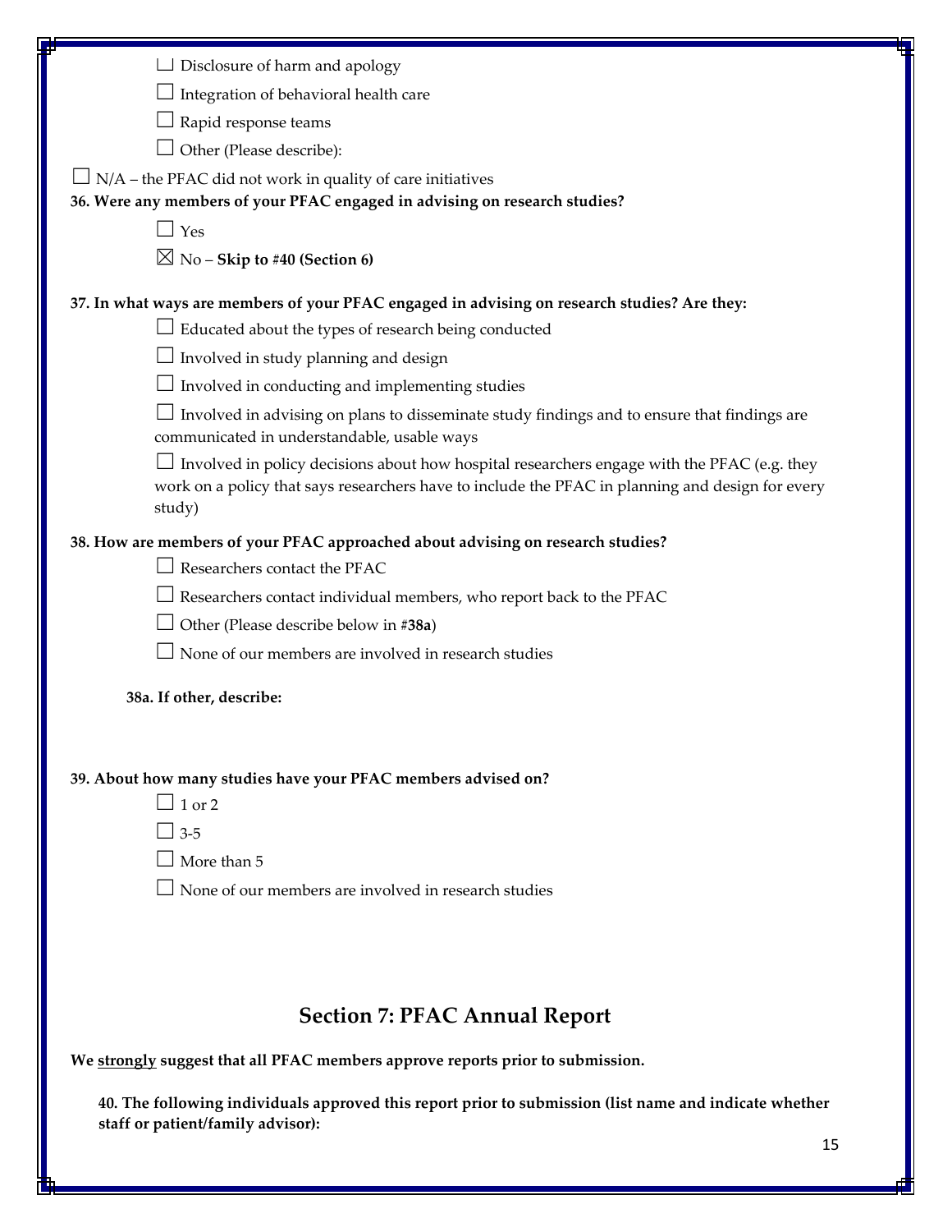☐ Disclosure of harm and apology

☐ Integration of behavioral health care

☐ Rapid response teams

☐ Other (Please describe):

☐ N/A – the PFAC did not work in quality of care initiatives

**36. Were any members of your PFAC engaged in advising on research studies?**

☐ Yes

☒ No – **Skip to #40 (Section 6)**

**37. In what ways are members of your PFAC engaged in advising on research studies? Are they:**

☐ Educated about the types of research being conducted

☐ Involved in study planning and design

☐ Involved in conducting and implementing studies

☐ Involved in advising on plans to disseminate study findings and to ensure that findings are communicated in understandable, usable ways

☐ Involved in policy decisions about how hospital researchers engage with the PFAC (e.g. they work on a policy that says researchers have to include the PFAC in planning and design for every study)

**38. How are members of your PFAC approached about advising on research studies?**

☐ Researchers contact the PFAC

☐ Researchers contact individual members, who report back to the PFAC

☐ Other (Please describe below in #**38a**)

☐ None of our members are involved in research studies

**38a. If other, describe:**

**39. About how many studies have your PFAC members advised on?**

☐ 1 or 2

☐ 3-5

☐ More than 5

☐ None of our members are involved in research studies

## Section 7: PFAC Annual Report

**We <u>strongly</u> suggest that all PFAC members approve reports prior to submission.**

**40. The following individuals approved this report prior to submission (list name and indicate whether staff or patient/family advisor):**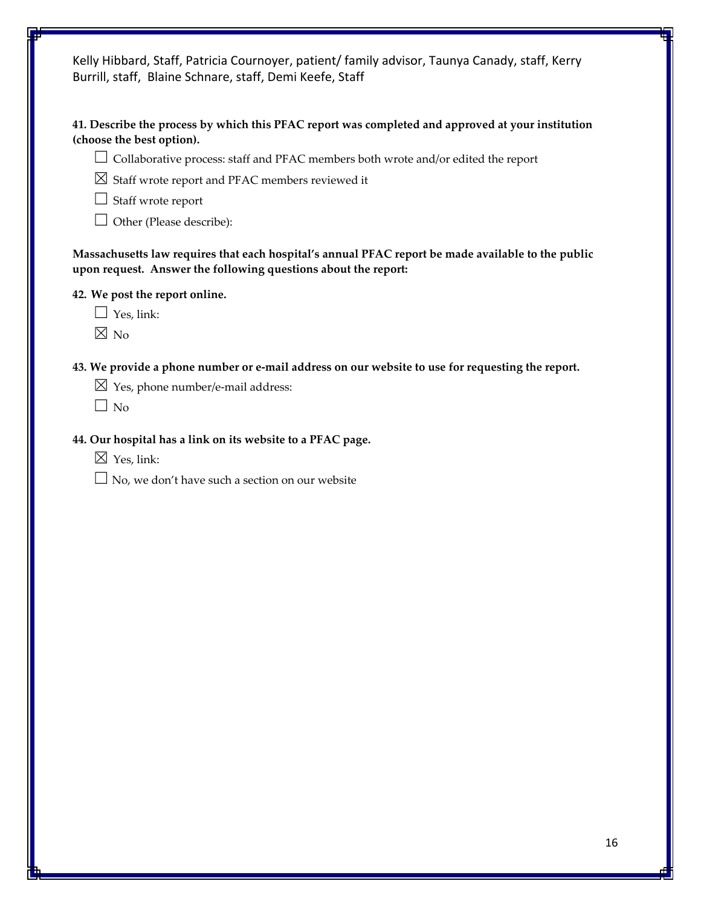Kelly Hibbard, Staff, Patricia Cournoyer, patient/ family advisor, Taunya Canady, staff, Kerry Burrill, staff, Blaine Schnare, staff, Demi Keefe, Staff

**41. Describe the process by which this PFAC report was completed and approved at your institution (choose the best option).**

☐ Collaborative process: staff and PFAC members both wrote and/or edited the report

☒ Staff wrote report and PFAC members reviewed it

☐ Staff wrote report

☐ Other (Please describe):

**Massachusetts law requires that each hospital's annual PFAC report be made available to the public upon request. Answer the following questions about the report:**

**42. We post the report online.**

☐ Yes, link:

☒ No

**43. We provide a phone number or e-mail address on our website to use for requesting the report.**

☒ Yes, phone number/e-mail address:

☐ No

**44. Our hospital has a link on its website to a PFAC page.**

☒ Yes, link:

☐ No, we don't have such a section on our website